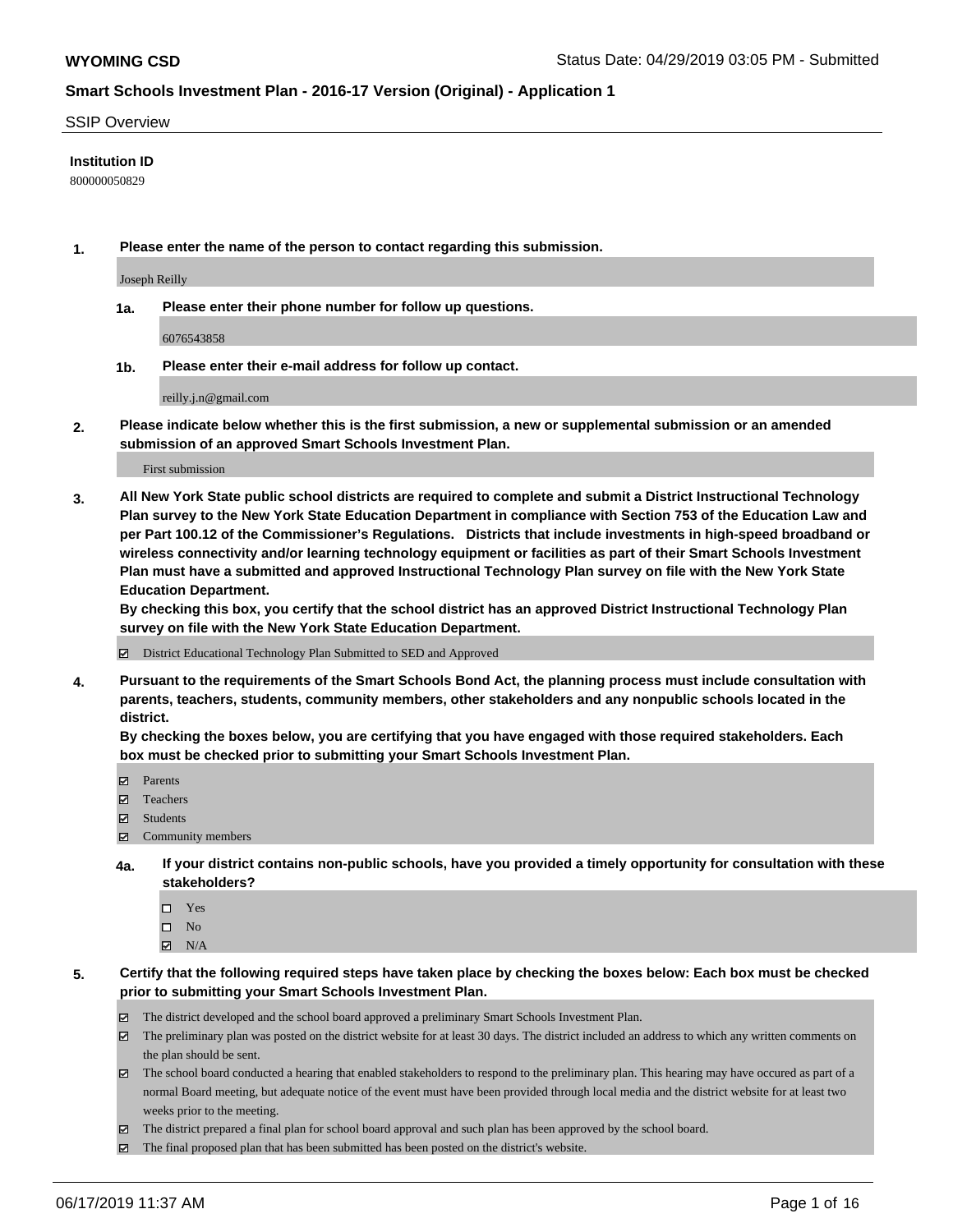**WYOMING CSD**

Status Date: 04/29/2019 03:05 PM - Submitted

## Smart Schools Investment Plan - 2016-17 Version (Original) - Application 1

SSIP Overview

**Institution ID**

800000050829

**1. Please enter the name of the person to contact regarding this submission.**

Joseph Reilly

**1a. Please enter their phone number for follow up questions.**

6076543858

**1b. Please enter their e-mail address for follow up contact.**

reilly.j.n@gmail.com

**2. Please indicate below whether this is the first submission, a new or supplemental submission or an amended submission of an approved Smart Schools Investment Plan.**

First submission

**3. All New York State public school districts are required to complete and submit a District Instructional Technology Plan survey to the New York State Education Department in compliance with Section 753 of the Education Law and per Part 100.12 of the Commissioner's Regulations. Districts that include investments in high-speed broadband or wireless connectivity and/or learning technology equipment or facilities as part of their Smart Schools Investment Plan must have a submitted and approved Instructional Technology Plan survey on file with the New York State Education Department.**
**By checking this box, you certify that the school district has an approved District Instructional Technology Plan survey on file with the New York State Education Department.**

- [x] District Educational Technology Plan Submitted to SED and Approved

**4. Pursuant to the requirements of the Smart Schools Bond Act, the planning process must include consultation with parents, teachers, students, community members, other stakeholders and any nonpublic schools located in the district.**
**By checking the boxes below, you are certifying that you have engaged with those required stakeholders. Each box must be checked prior to submitting your Smart Schools Investment Plan.**

- [x] Parents
- [x] Teachers
- [x] Students
- [x] Community members

**4a. If your district contains non-public schools, have you provided a timely opportunity for consultation with these stakeholders?**

- [ ] Yes
- [ ] No
- [x] N/A

**5. Certify that the following required steps have taken place by checking the boxes below: Each box must be checked prior to submitting your Smart Schools Investment Plan.**

- [x] The district developed and the school board approved a preliminary Smart Schools Investment Plan.
- [x] The preliminary plan was posted on the district website for at least 30 days. The district included an address to which any written comments on the plan should be sent.
- [x] The school board conducted a hearing that enabled stakeholders to respond to the preliminary plan. This hearing may have occured as part of a normal Board meeting, but adequate notice of the event must have been provided through local media and the district website for at least two weeks prior to the meeting.
- [x] The district prepared a final plan for school board approval and such plan has been approved by the school board.
- [x] The final proposed plan that has been submitted has been posted on the district's website.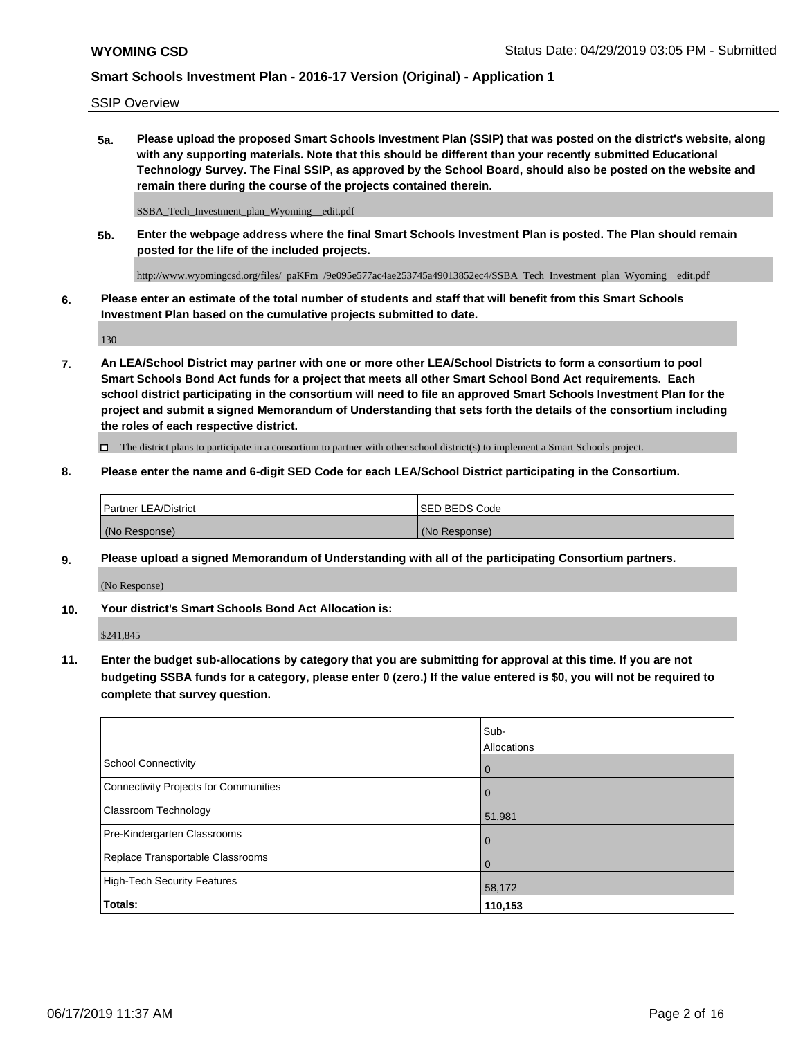SSIP Overview

**5a. Please upload the proposed Smart Schools Investment Plan (SSIP) that was posted on the district's website, along with any supporting materials. Note that this should be different than your recently submitted Educational Technology Survey. The Final SSIP, as approved by the School Board, should also be posted on the website and remain there during the course of the projects contained therein.**

SSBA_Tech_Investment_plan_Wyoming__edit.pdf

**5b. Enter the webpage address where the final Smart Schools Investment Plan is posted. The Plan should remain posted for the life of the included projects.**

http://www.wyomingcsd.org/files/_paKFm_/9e095e577ac4ae253745a49013852ec4/SSBA_Tech_Investment_plan_Wyoming__edit.pdf

**6. Please enter an estimate of the total number of students and staff that will benefit from this Smart Schools Investment Plan based on the cumulative projects submitted to date.**

130

**7. An LEA/School District may partner with one or more other LEA/School Districts to form a consortium to pool Smart Schools Bond Act funds for a project that meets all other Smart School Bond Act requirements. Each school district participating in the consortium will need to file an approved Smart Schools Investment Plan for the project and submit a signed Memorandum of Understanding that sets forth the details of the consortium including the roles of each respective district.**

☐ The district plans to participate in a consortium to partner with other school district(s) to implement a Smart Schools project.

**8. Please enter the name and 6-digit SED Code for each LEA/School District participating in the Consortium.**

| Partner LEA/District | SED BEDS Code |
|---|---|
| (No Response) | (No Response) |

**9. Please upload a signed Memorandum of Understanding with all of the participating Consortium partners.**

(No Response)

**10. Your district's Smart Schools Bond Act Allocation is:**

$241,845

**11. Enter the budget sub-allocations by category that you are submitting for approval at this time. If you are not budgeting SSBA funds for a category, please enter 0 (zero.) If the value entered is $0, you will not be required to complete that survey question.**

| | Sub-Allocations |
|---|---|
| School Connectivity | 0 |
| Connectivity Projects for Communities | 0 |
| Classroom Technology | 51,981 |
| Pre-Kindergarten Classrooms | 0 |
| Replace Transportable Classrooms | 0 |
| High-Tech Security Features | 58,172 |
| **Totals:** | **110,153** |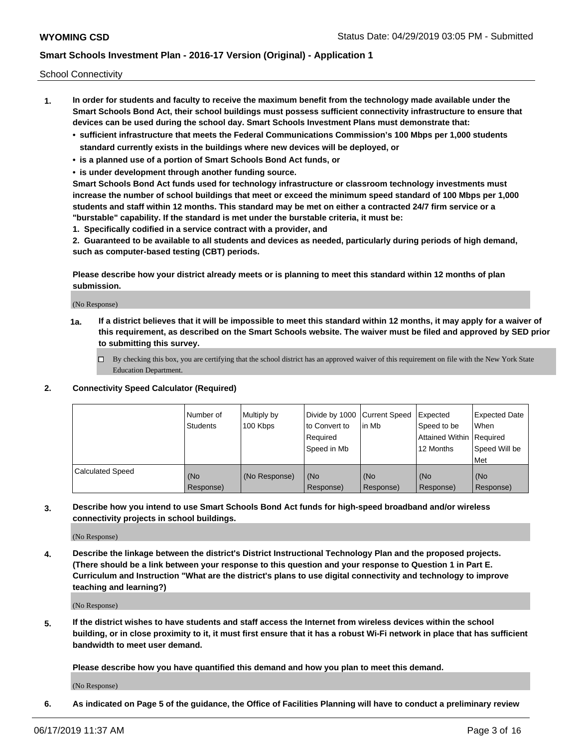School Connectivity

1. **In order for students and faculty to receive the maximum benefit from the technology made available under the Smart Schools Bond Act, their school buildings must possess sufficient connectivity infrastructure to ensure that devices can be used during the school day. Smart Schools Investment Plans must demonstrate that:**
   - **sufficient infrastructure that meets the Federal Communications Commission's 100 Mbps per 1,000 students standard currently exists in the buildings where new devices will be deployed, or**
   - **is a planned use of a portion of Smart Schools Bond Act funds, or**
   - **is under development through another funding source.**

   **Smart Schools Bond Act funds used for technology infrastructure or classroom technology investments must increase the number of school buildings that meet or exceed the minimum speed standard of 100 Mbps per 1,000 students and staff within 12 months. This standard may be met on either a contracted 24/7 firm service or a "burstable" capability. If the standard is met under the burstable criteria, it must be:**

   **1. Specifically codified in a service contract with a provider, and**

   **2. Guaranteed to be available to all students and devices as needed, particularly during periods of high demand, such as computer-based testing (CBT) periods.**

   **Please describe how your district already meets or is planning to meet this standard within 12 months of plan submission.**

   (No Response)

   **1a. If a district believes that it will be impossible to meet this standard within 12 months, it may apply for a waiver of this requirement, as described on the Smart Schools website. The waiver must be filed and approved by SED prior to submitting this survey.**

   ☐ By checking this box, you are certifying that the school district has an approved waiver of this requirement on file with the New York State Education Department.

2. **Connectivity Speed Calculator (Required)**

| | Number of Students | Multiply by 100 Kbps | Divide by 1000 to Convert to Required Speed in Mb | Current Speed in Mb | Expected Speed to be Attained Within 12 Months | Expected Date When Required Speed Will be Met |
|---|---|---|---|---|---|---|
| Calculated Speed | (No Response) | (No Response) | (No Response) | (No Response) | (No Response) | (No Response) |

3. **Describe how you intend to use Smart Schools Bond Act funds for high-speed broadband and/or wireless connectivity projects in school buildings.**

   (No Response)

4. **Describe the linkage between the district's District Instructional Technology Plan and the proposed projects. (There should be a link between your response to this question and your response to Question 1 in Part E. Curriculum and Instruction "What are the district's plans to use digital connectivity and technology to improve teaching and learning?)**

   (No Response)

5. **If the district wishes to have students and staff access the Internet from wireless devices within the school building, or in close proximity to it, it must first ensure that it has a robust Wi-Fi network in place that has sufficient bandwidth to meet user demand.**

   **Please describe how you have quantified this demand and how you plan to meet this demand.**

   (No Response)

6. **As indicated on Page 5 of the guidance, the Office of Facilities Planning will have to conduct a preliminary review**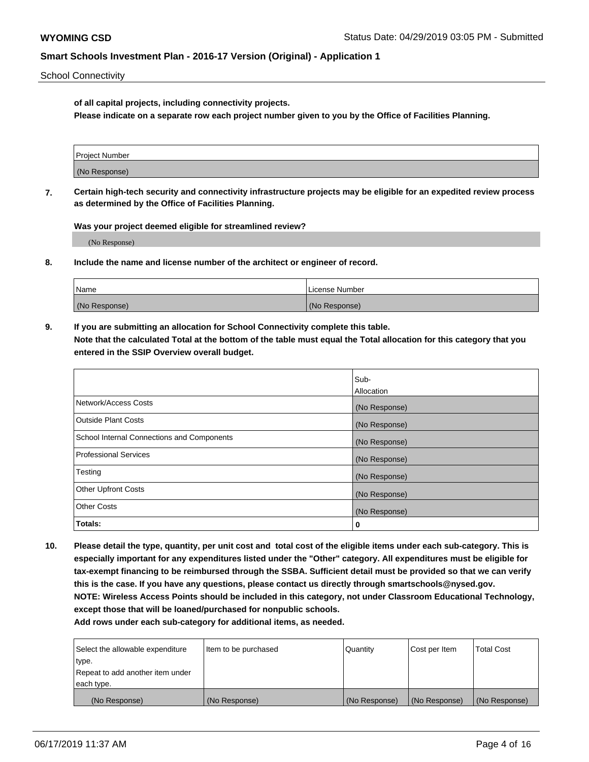of all capital projects, including connectivity projects.

**Please indicate on a separate row each project number given to you by the Office of Facilities Planning.**

| Project Number |
|---|
| (No Response) |

**7. Certain high-tech security and connectivity infrastructure projects may be eligible for an expedited review process as determined by the Office of Facilities Planning.**

**Was your project deemed eligible for streamlined review?**

(No Response)

**8. Include the name and license number of the architect or engineer of record.**

| Name | License Number |
|---|---|
| (No Response) | (No Response) |

**9. If you are submitting an allocation for School Connectivity complete this table.**
**Note that the calculated Total at the bottom of the table must equal the Total allocation for this category that you entered in the SSIP Overview overall budget.**

| | Sub-Allocation |
|---|---|
| Network/Access Costs | (No Response) |
| Outside Plant Costs | (No Response) |
| School Internal Connections and Components | (No Response) |
| Professional Services | (No Response) |
| Testing | (No Response) |
| Other Upfront Costs | (No Response) |
| Other Costs | (No Response) |
| **Totals:** | **0** |

**10. Please detail the type, quantity, per unit cost and total cost of the eligible items under each sub-category. This is especially important for any expenditures listed under the "Other" category. All expenditures must be eligible for tax-exempt financing to be reimbursed through the SSBA. Sufficient detail must be provided so that we can verify this is the case. If you have any questions, please contact us directly through smartschools@nysed.gov.**
**NOTE: Wireless Access Points should be included in this category, not under Classroom Educational Technology, except those that will be loaned/purchased for nonpublic schools.**
**Add rows under each sub-category for additional items, as needed.**

| Select the allowable expenditure type. Repeat to add another item under each type. | Item to be purchased | Quantity | Cost per Item | Total Cost |
|---|---|---|---|---|
| (No Response) | (No Response) | (No Response) | (No Response) | (No Response) |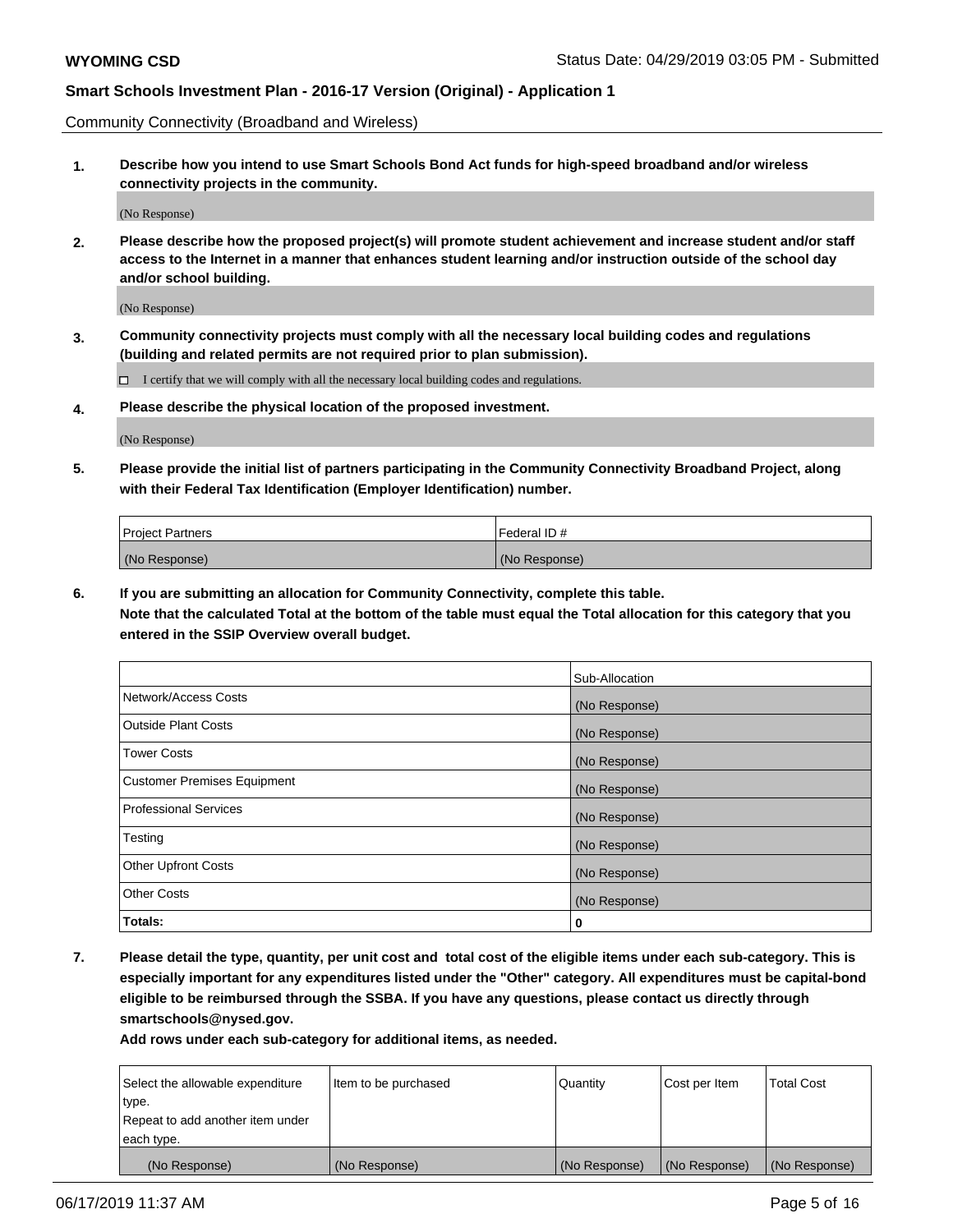Community Connectivity (Broadband and Wireless)

**1. Describe how you intend to use Smart Schools Bond Act funds for high-speed broadband and/or wireless connectivity projects in the community.**

(No Response)

**2. Please describe how the proposed project(s) will promote student achievement and increase student and/or staff access to the Internet in a manner that enhances student learning and/or instruction outside of the school day and/or school building.**

(No Response)

**3. Community connectivity projects must comply with all the necessary local building codes and regulations (building and related permits are not required prior to plan submission).**

☐ I certify that we will comply with all the necessary local building codes and regulations.

**4. Please describe the physical location of the proposed investment.**

(No Response)

**5. Please provide the initial list of partners participating in the Community Connectivity Broadband Project, along with their Federal Tax Identification (Employer Identification) number.**

| Project Partners | Federal ID # |
|---|---|
| (No Response) | (No Response) |

**6. If you are submitting an allocation for Community Connectivity, complete this table. Note that the calculated Total at the bottom of the table must equal the Total allocation for this category that you entered in the SSIP Overview overall budget.**

| | Sub-Allocation |
|---|---|
| Network/Access Costs | (No Response) |
| Outside Plant Costs | (No Response) |
| Tower Costs | (No Response) |
| Customer Premises Equipment | (No Response) |
| Professional Services | (No Response) |
| Testing | (No Response) |
| Other Upfront Costs | (No Response) |
| Other Costs | (No Response) |
| **Totals:** | **0** |

**7. Please detail the type, quantity, per unit cost and total cost of the eligible items under each sub-category. This is especially important for any expenditures listed under the "Other" category. All expenditures must be capital-bond eligible to be reimbursed through the SSBA. If you have any questions, please contact us directly through smartschools@nysed.gov.**

**Add rows under each sub-category for additional items, as needed.**

| Select the allowable expenditure type. Repeat to add another item under each type. | Item to be purchased | Quantity | Cost per Item | Total Cost |
|---|---|---|---|---|
| (No Response) | (No Response) | (No Response) | (No Response) | (No Response) |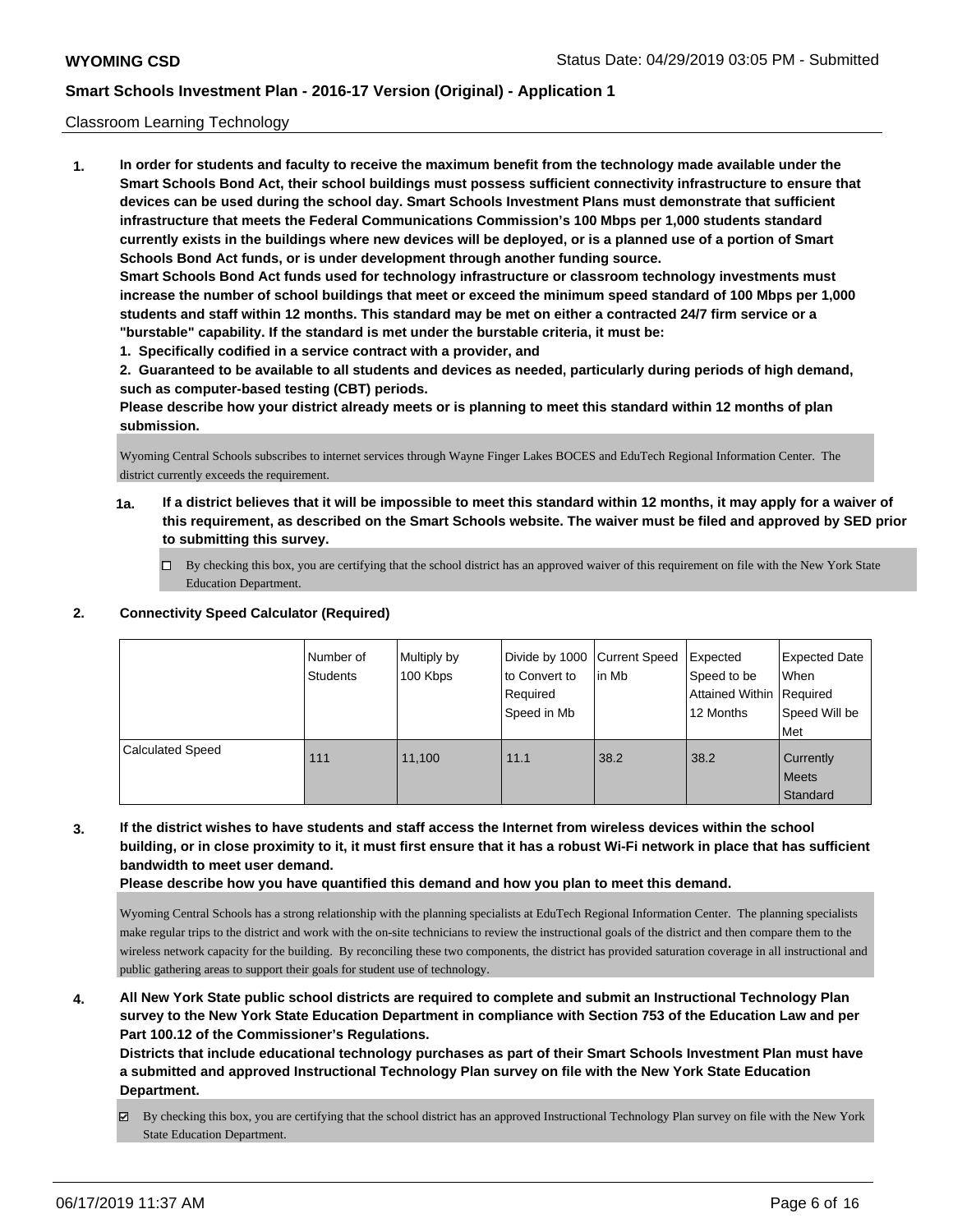Classroom Learning Technology

**1. In order for students and faculty to receive the maximum benefit from the technology made available under the Smart Schools Bond Act, their school buildings must possess sufficient connectivity infrastructure to ensure that devices can be used during the school day. Smart Schools Investment Plans must demonstrate that sufficient infrastructure that meets the Federal Communications Commission's 100 Mbps per 1,000 students standard currently exists in the buildings where new devices will be deployed, or is a planned use of a portion of Smart Schools Bond Act funds, or is under development through another funding source.**

**Smart Schools Bond Act funds used for technology infrastructure or classroom technology investments must increase the number of school buildings that meet or exceed the minimum speed standard of 100 Mbps per 1,000 students and staff within 12 months. This standard may be met on either a contracted 24/7 firm service or a "burstable" capability. If the standard is met under the burstable criteria, it must be:**

**1. Specifically codified in a service contract with a provider, and**

**2. Guaranteed to be available to all students and devices as needed, particularly during periods of high demand, such as computer-based testing (CBT) periods.**

**Please describe how your district already meets or is planning to meet this standard within 12 months of plan submission.**

Wyoming Central Schools subscribes to internet services through Wayne Finger Lakes BOCES and EduTech Regional Information Center. The district currently exceeds the requirement.

**1a. If a district believes that it will be impossible to meet this standard within 12 months, it may apply for a waiver of this requirement, as described on the Smart Schools website. The waiver must be filed and approved by SED prior to submitting this survey.**

☐ By checking this box, you are certifying that the school district has an approved waiver of this requirement on file with the New York State Education Department.

**2. Connectivity Speed Calculator (Required)**

| | Number of Students | Multiply by 100 Kbps | Divide by 1000 to Convert to Required Speed in Mb | Current Speed in Mb | Expected Speed to be Attained Within 12 Months | Expected Date When Required Speed Will be Met |
|---|---|---|---|---|---|---|
| Calculated Speed | 111 | 11,100 | 11.1 | 38.2 | 38.2 | Currently Meets Standard |

**3. If the district wishes to have students and staff access the Internet from wireless devices within the school building, or in close proximity to it, it must first ensure that it has a robust Wi-Fi network in place that has sufficient bandwidth to meet user demand.**

**Please describe how you have quantified this demand and how you plan to meet this demand.**

Wyoming Central Schools has a strong relationship with the planning specialists at EduTech Regional Information Center. The planning specialists make regular trips to the district and work with the on-site technicians to review the instructional goals of the district and then compare them to the wireless network capacity for the building. By reconciling these two components, the district has provided saturation coverage in all instructional and public gathering areas to support their goals for student use of technology.

**4. All New York State public school districts are required to complete and submit an Instructional Technology Plan survey to the New York State Education Department in compliance with Section 753 of the Education Law and per Part 100.12 of the Commissioner's Regulations.**

**Districts that include educational technology purchases as part of their Smart Schools Investment Plan must have a submitted and approved Instructional Technology Plan survey on file with the New York State Education Department.**

☑ By checking this box, you are certifying that the school district has an approved Instructional Technology Plan survey on file with the New York State Education Department.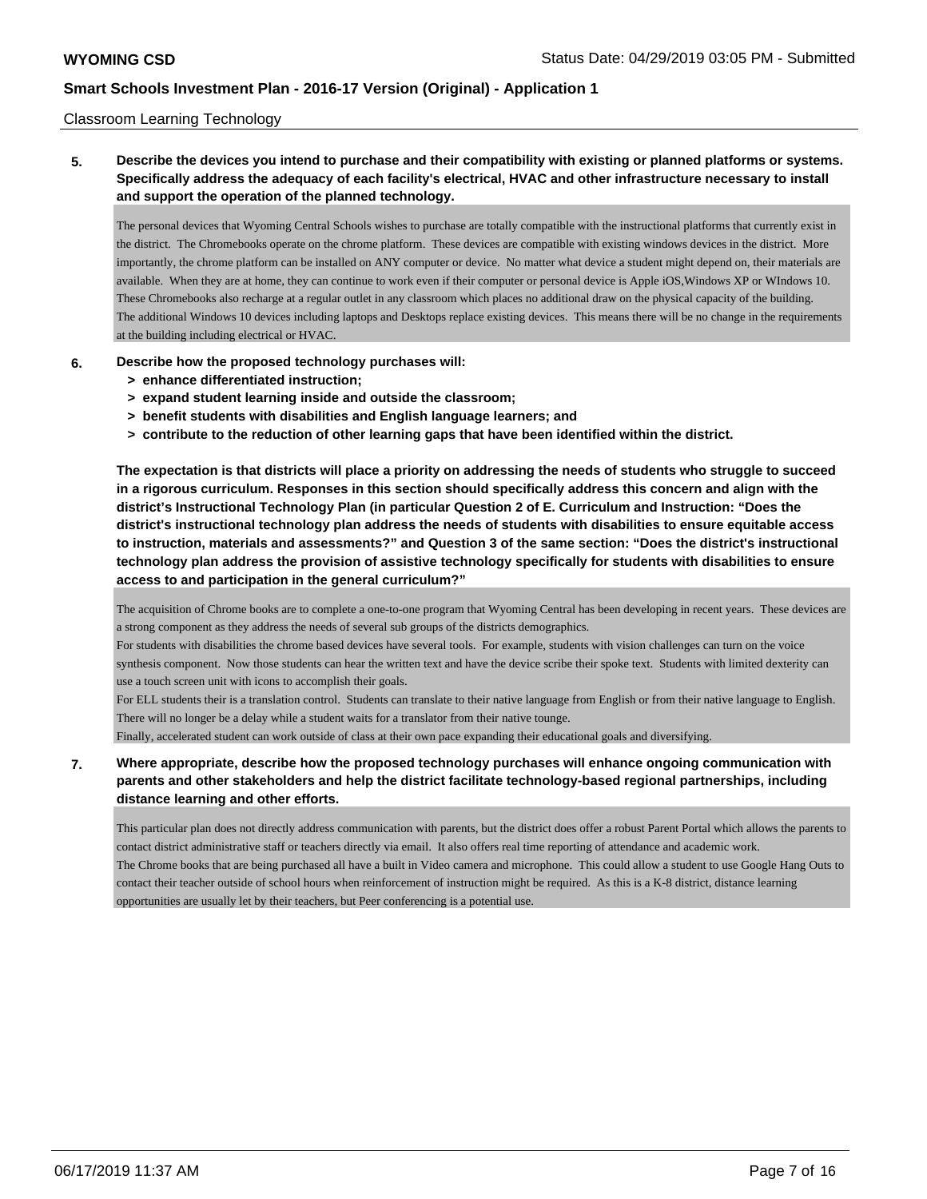Classroom Learning Technology

**5. Describe the devices you intend to purchase and their compatibility with existing or planned platforms or systems. Specifically address the adequacy of each facility's electrical, HVAC and other infrastructure necessary to install and support the operation of the planned technology.**

The personal devices that Wyoming Central Schools wishes to purchase are totally compatible with the instructional platforms that currently exist in the district. The Chromebooks operate on the chrome platform. These devices are compatible with existing windows devices in the district. More importantly, the chrome platform can be installed on ANY computer or device. No matter what device a student might depend on, their materials are available. When they are at home, they can continue to work even if their computer or personal device is Apple iOS,Windows XP or WIndows 10. These Chromebooks also recharge at a regular outlet in any classroom which places no additional draw on the physical capacity of the building.
The additional Windows 10 devices including laptops and Desktops replace existing devices. This means there will be no change in the requirements at the building including electrical or HVAC.

**6. Describe how the proposed technology purchases will:**
- **> enhance differentiated instruction;**
- **> expand student learning inside and outside the classroom;**
- **> benefit students with disabilities and English language learners; and**
- **> contribute to the reduction of other learning gaps that have been identified within the district.**

**The expectation is that districts will place a priority on addressing the needs of students who struggle to succeed in a rigorous curriculum. Responses in this section should specifically address this concern and align with the district's Instructional Technology Plan (in particular Question 2 of E. Curriculum and Instruction: "Does the district's instructional technology plan address the needs of students with disabilities to ensure equitable access to instruction, materials and assessments?" and Question 3 of the same section: "Does the district's instructional technology plan address the provision of assistive technology specifically for students with disabilities to ensure access to and participation in the general curriculum?"**

The acquisition of Chrome books are to complete a one-to-one program that Wyoming Central has been developing in recent years. These devices are a strong component as they address the needs of several sub groups of the districts demographics.
For students with disabilities the chrome based devices have several tools. For example, students with vision challenges can turn on the voice synthesis component. Now those students can hear the written text and have the device scribe their spoke text. Students with limited dexterity can use a touch screen unit with icons to accomplish their goals.
For ELL students their is a translation control. Students can translate to their native language from English or from their native language to English. There will no longer be a delay while a student waits for a translator from their native tounge.
Finally, accelerated student can work outside of class at their own pace expanding their educational goals and diversifying.

**7. Where appropriate, describe how the proposed technology purchases will enhance ongoing communication with parents and other stakeholders and help the district facilitate technology-based regional partnerships, including distance learning and other efforts.**

This particular plan does not directly address communication with parents, but the district does offer a robust Parent Portal which allows the parents to contact district administrative staff or teachers directly via email. It also offers real time reporting of attendance and academic work.
The Chrome books that are being purchased all have a built in Video camera and microphone. This could allow a student to use Google Hang Outs to contact their teacher outside of school hours when reinforcement of instruction might be required. As this is a K-8 district, distance learning opportunities are usually let by their teachers, but Peer conferencing is a potential use.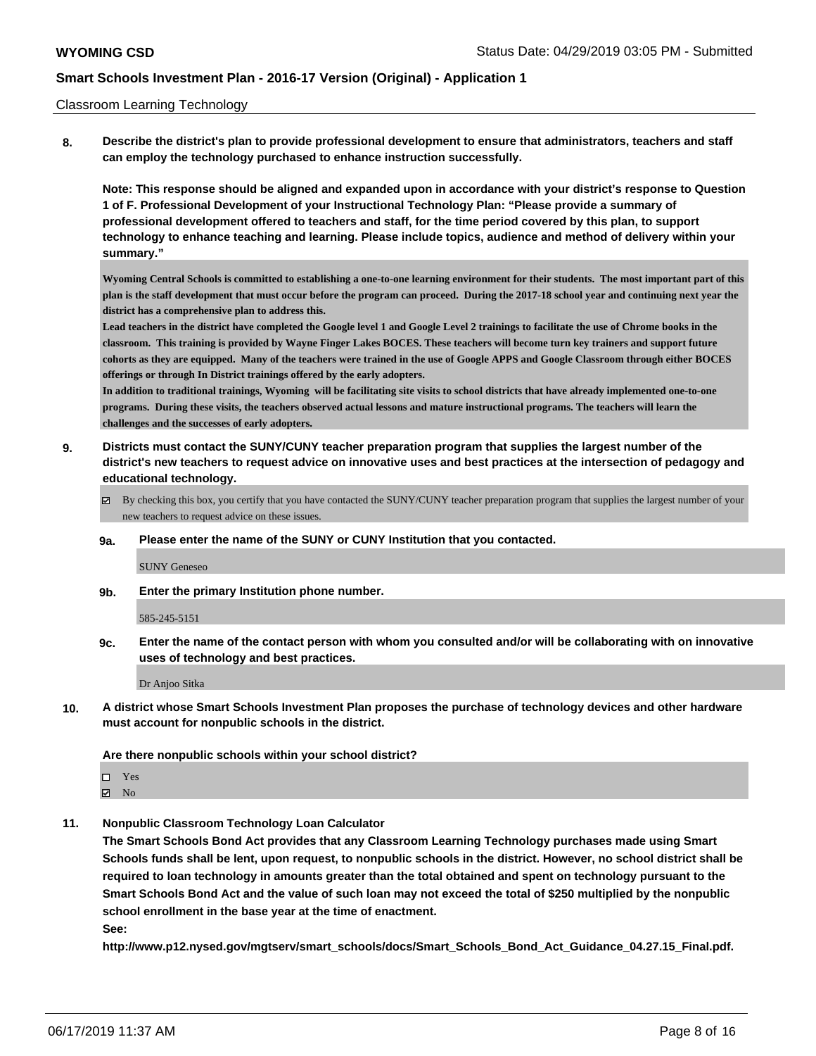Classroom Learning Technology

**8. Describe the district's plan to provide professional development to ensure that administrators, teachers and staff can employ the technology purchased to enhance instruction successfully.**

**Note: This response should be aligned and expanded upon in accordance with your district's response to Question 1 of F. Professional Development of your Instructional Technology Plan: "Please provide a summary of professional development offered to teachers and staff, for the time period covered by this plan, to support technology to enhance teaching and learning. Please include topics, audience and method of delivery within your summary."**

**Wyoming Central Schools is committed to establishing a one-to-one learning environment for their students. The most important part of this plan is the staff development that must occur before the program can proceed. During the 2017-18 school year and continuing next year the district has a comprehensive plan to address this.**
**Lead teachers in the district have completed the Google level 1 and Google Level 2 trainings to facilitate the use of Chrome books in the classroom. This training is provided by Wayne Finger Lakes BOCES. These teachers will become turn key trainers and support future cohorts as they are equipped. Many of the teachers were trained in the use of Google APPS and Google Classroom through either BOCES offerings or through In District trainings offered by the early adopters.**
**In addition to traditional trainings, Wyoming will be facilitating site visits to school districts that have already implemented one-to-one programs. During these visits, the teachers observed actual lessons and mature instructional programs. The teachers will learn the challenges and the successes of early adopters.**

**9. Districts must contact the SUNY/CUNY teacher preparation program that supplies the largest number of the district's new teachers to request advice on innovative uses and best practices at the intersection of pedagogy and educational technology.**

☑ By checking this box, you certify that you have contacted the SUNY/CUNY teacher preparation program that supplies the largest number of your new teachers to request advice on these issues.

**9a. Please enter the name of the SUNY or CUNY Institution that you contacted.**

SUNY Geneseo

**9b. Enter the primary Institution phone number.**

585-245-5151

**9c. Enter the name of the contact person with whom you consulted and/or will be collaborating with on innovative uses of technology and best practices.**

Dr Anjoo Sitka

**10. A district whose Smart Schools Investment Plan proposes the purchase of technology devices and other hardware must account for nonpublic schools in the district.**

**Are there nonpublic schools within your school district?**

☐ Yes
☑ No

**11. Nonpublic Classroom Technology Loan Calculator**

**The Smart Schools Bond Act provides that any Classroom Learning Technology purchases made using Smart Schools funds shall be lent, upon request, to nonpublic schools in the district. However, no school district shall be required to loan technology in amounts greater than the total obtained and spent on technology pursuant to the Smart Schools Bond Act and the value of such loan may not exceed the total of $250 multiplied by the nonpublic school enrollment in the base year at the time of enactment.**
**See:**
**http://www.p12.nysed.gov/mgtserv/smart_schools/docs/Smart_Schools_Bond_Act_Guidance_04.27.15_Final.pdf.**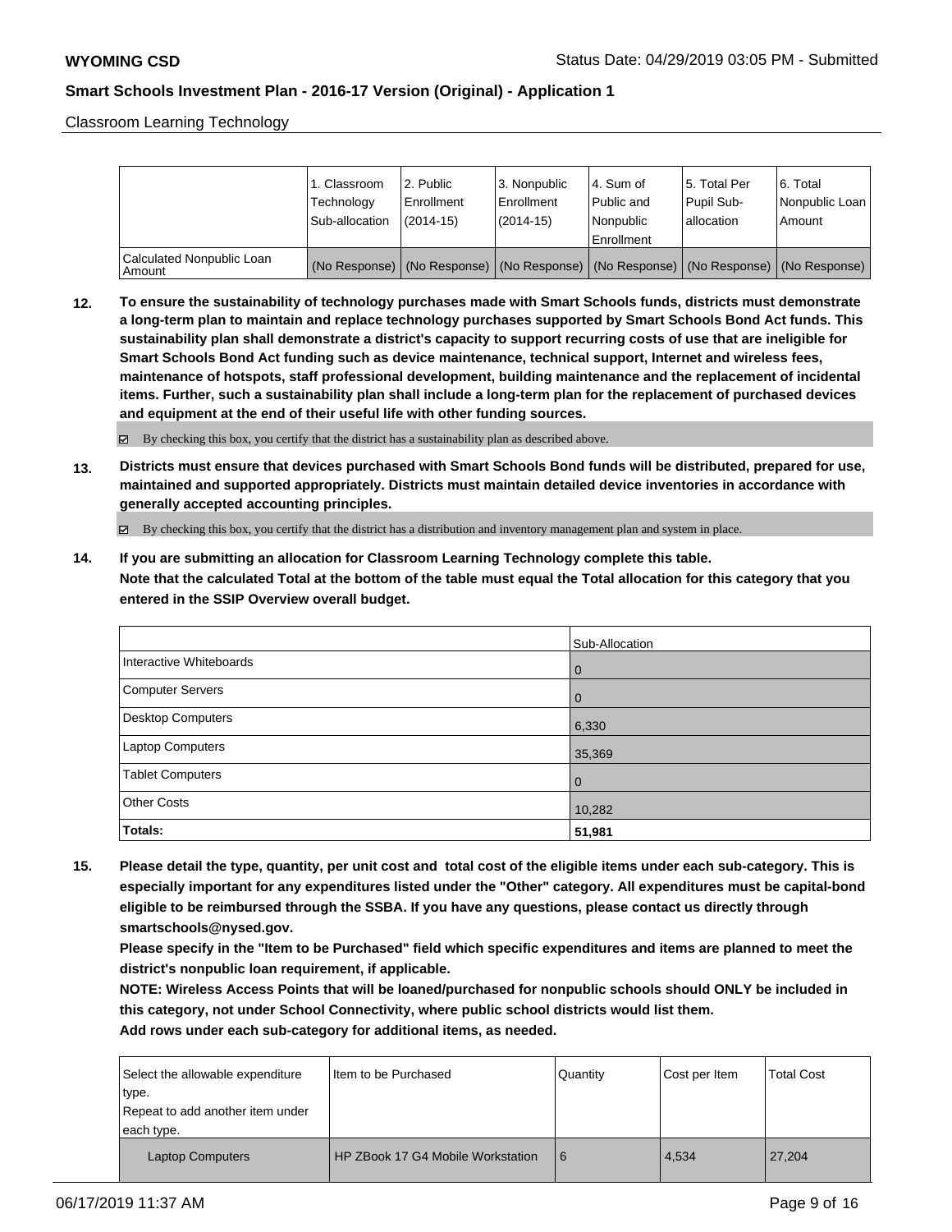Classroom Learning Technology

| | 1. Classroom Technology Sub-allocation | 2. Public Enrollment (2014-15) | 3. Nonpublic Enrollment (2014-15) | 4. Sum of Public and Nonpublic Enrollment | 5. Total Per Pupil Sub-allocation | 6. Total Nonpublic Loan Amount |
|---|---|---|---|---|---|---|
| Calculated Nonpublic Loan Amount | (No Response) | (No Response) | (No Response) | (No Response) | (No Response) | (No Response) |

**12. To ensure the sustainability of technology purchases made with Smart Schools funds, districts must demonstrate a long-term plan to maintain and replace technology purchases supported by Smart Schools Bond Act funds. This sustainability plan shall demonstrate a district's capacity to support recurring costs of use that are ineligible for Smart Schools Bond Act funding such as device maintenance, technical support, Internet and wireless fees, maintenance of hotspots, staff professional development, building maintenance and the replacement of incidental items. Further, such a sustainability plan shall include a long-term plan for the replacement of purchased devices and equipment at the end of their useful life with other funding sources.**

☑ By checking this box, you certify that the district has a sustainability plan as described above.

**13. Districts must ensure that devices purchased with Smart Schools Bond funds will be distributed, prepared for use, maintained and supported appropriately. Districts must maintain detailed device inventories in accordance with generally accepted accounting principles.**

☑ By checking this box, you certify that the district has a distribution and inventory management plan and system in place.

**14. If you are submitting an allocation for Classroom Learning Technology complete this table.**
**Note that the calculated Total at the bottom of the table must equal the Total allocation for this category that you entered in the SSIP Overview overall budget.**

| | Sub-Allocation |
|---|---|
| Interactive Whiteboards | 0 |
| Computer Servers | 0 |
| Desktop Computers | 6,330 |
| Laptop Computers | 35,369 |
| Tablet Computers | 0 |
| Other Costs | 10,282 |
| **Totals:** | **51,981** |

**15. Please detail the type, quantity, per unit cost and total cost of the eligible items under each sub-category. This is especially important for any expenditures listed under the "Other" category. All expenditures must be capital-bond eligible to be reimbursed through the SSBA. If you have any questions, please contact us directly through smartschools@nysed.gov.**
**Please specify in the "Item to be Purchased" field which specific expenditures and items are planned to meet the district's nonpublic loan requirement, if applicable.**
**NOTE: Wireless Access Points that will be loaned/purchased for nonpublic schools should ONLY be included in this category, not under School Connectivity, where public school districts would list them.**
**Add rows under each sub-category for additional items, as needed.**

| Select the allowable expenditure type. Repeat to add another item under each type. | Item to be Purchased | Quantity | Cost per Item | Total Cost |
|---|---|---|---|---|
| Laptop Computers | HP ZBook 17 G4 Mobile Workstation | 6 | 4,534 | 27,204 |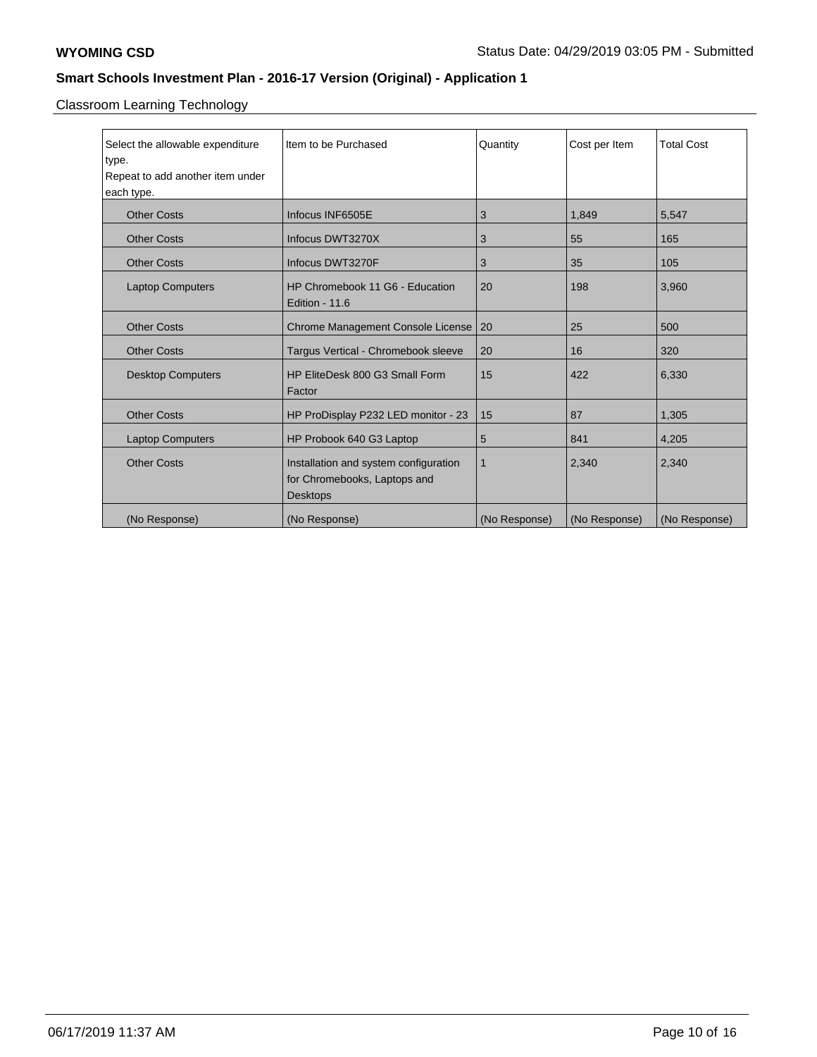Classroom Learning Technology

| Select the allowable expenditure type. Repeat to add another item under each type. | Item to be Purchased | Quantity | Cost per Item | Total Cost |
|---|---|---|---|---|
| Other Costs | Infocus INF6505E | 3 | 1,849 | 5,547 |
| Other Costs | Infocus DWT3270X | 3 | 55 | 165 |
| Other Costs | Infocus DWT3270F | 3 | 35 | 105 |
| Laptop Computers | HP Chromebook 11 G6 - Education Edition - 11.6 | 20 | 198 | 3,960 |
| Other Costs | Chrome Management Console License | 20 | 25 | 500 |
| Other Costs | Targus Vertical - Chromebook sleeve | 20 | 16 | 320 |
| Desktop Computers | HP EliteDesk 800 G3 Small Form Factor | 15 | 422 | 6,330 |
| Other Costs | HP ProDisplay P232 LED monitor - 23 | 15 | 87 | 1,305 |
| Laptop Computers | HP Probook 640 G3 Laptop | 5 | 841 | 4,205 |
| Other Costs | Installation and system configuration for Chromebooks, Laptops and Desktops | 1 | 2,340 | 2,340 |
| (No Response) | (No Response) | (No Response) | (No Response) | (No Response) |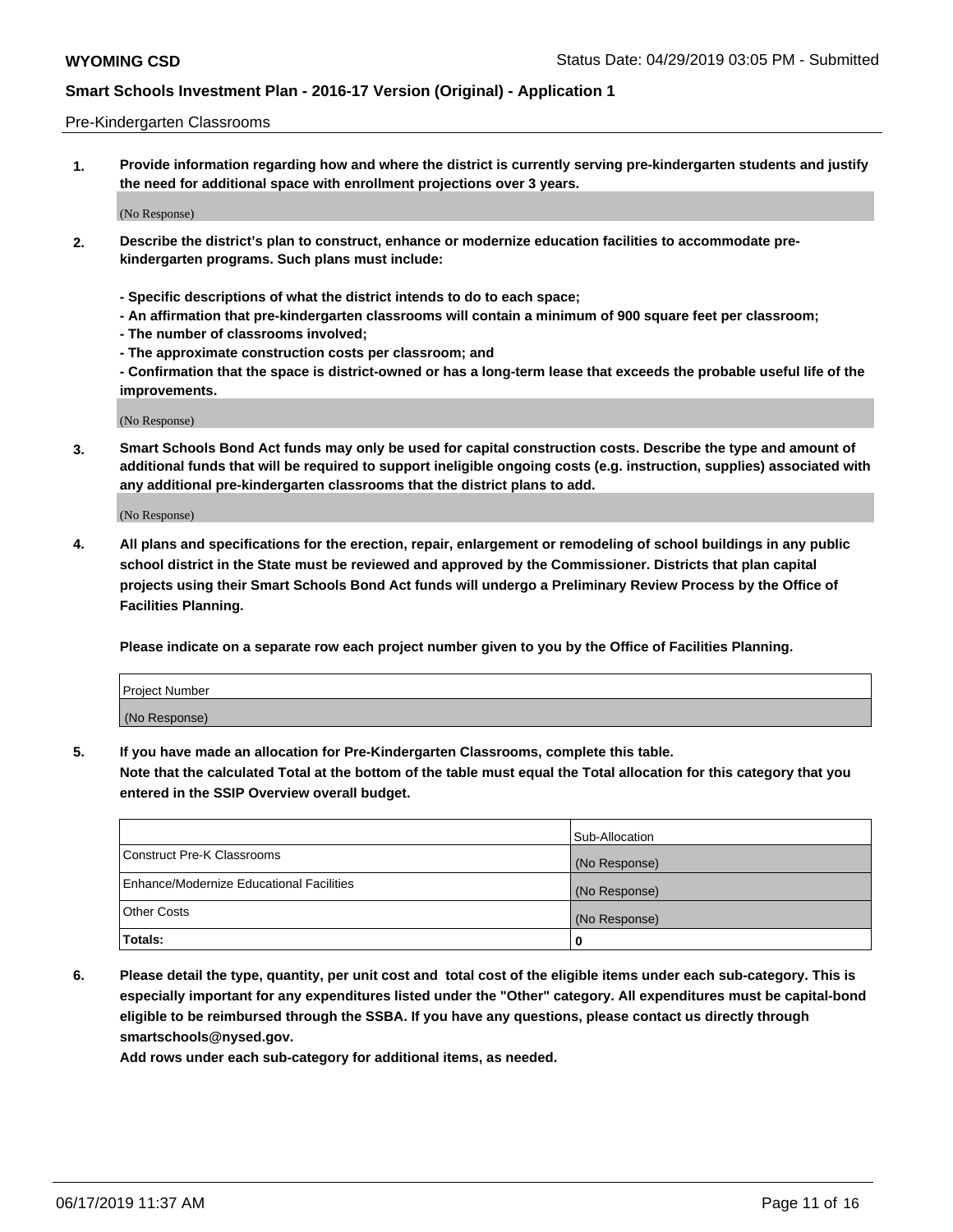Pre-Kindergarten Classrooms

**1. Provide information regarding how and where the district is currently serving pre-kindergarten students and justify the need for additional space with enrollment projections over 3 years.**

(No Response)

**2. Describe the district's plan to construct, enhance or modernize education facilities to accommodate pre-kindergarten programs. Such plans must include:**

**- Specific descriptions of what the district intends to do to each space;**
**- An affirmation that pre-kindergarten classrooms will contain a minimum of 900 square feet per classroom;**
**- The number of classrooms involved;**
**- The approximate construction costs per classroom; and**
**- Confirmation that the space is district-owned or has a long-term lease that exceeds the probable useful life of the improvements.**

(No Response)

**3. Smart Schools Bond Act funds may only be used for capital construction costs. Describe the type and amount of additional funds that will be required to support ineligible ongoing costs (e.g. instruction, supplies) associated with any additional pre-kindergarten classrooms that the district plans to add.**

(No Response)

**4. All plans and specifications for the erection, repair, enlargement or remodeling of school buildings in any public school district in the State must be reviewed and approved by the Commissioner. Districts that plan capital projects using their Smart Schools Bond Act funds will undergo a Preliminary Review Process by the Office of Facilities Planning.**

**Please indicate on a separate row each project number given to you by the Office of Facilities Planning.**

| Project Number |
|---|
| (No Response) |

**5. If you have made an allocation for Pre-Kindergarten Classrooms, complete this table.**
**Note that the calculated Total at the bottom of the table must equal the Total allocation for this category that you entered in the SSIP Overview overall budget.**

| | Sub-Allocation |
|---|---|
| Construct Pre-K Classrooms | (No Response) |
| Enhance/Modernize Educational Facilities | (No Response) |
| Other Costs | (No Response) |
| **Totals:** | **0** |

**6. Please detail the type, quantity, per unit cost and total cost of the eligible items under each sub-category. This is especially important for any expenditures listed under the "Other" category. All expenditures must be capital-bond eligible to be reimbursed through the SSBA. If you have any questions, please contact us directly through smartschools@nysed.gov.**
**Add rows under each sub-category for additional items, as needed.**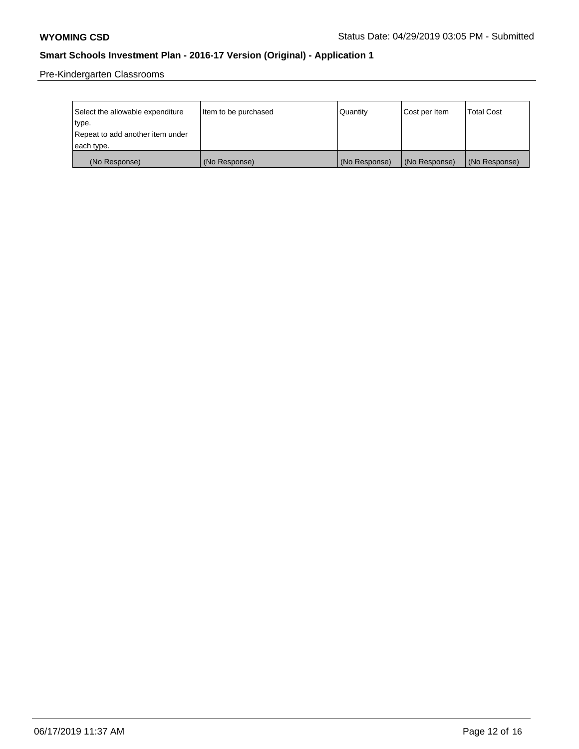Pre-Kindergarten Classrooms

| Select the allowable expenditure type. Repeat to add another item under each type. | Item to be purchased | Quantity | Cost per Item | Total Cost |
|---|---|---|---|---|
| (No Response) | (No Response) | (No Response) | (No Response) | (No Response) |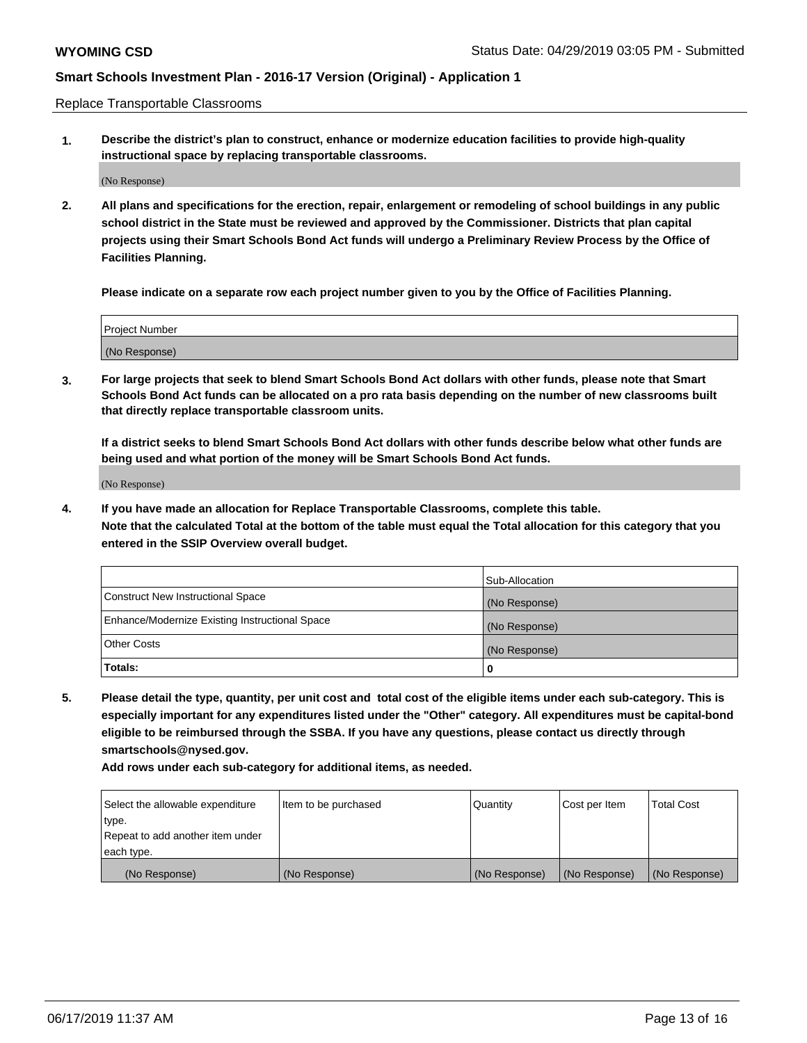Replace Transportable Classrooms

1. **Describe the district's plan to construct, enhance or modernize education facilities to provide high-quality instructional space by replacing transportable classrooms.**

(No Response)

2. **All plans and specifications for the erection, repair, enlargement or remodeling of school buildings in any public school district in the State must be reviewed and approved by the Commissioner. Districts that plan capital projects using their Smart Schools Bond Act funds will undergo a Preliminary Review Process by the Office of Facilities Planning.**

**Please indicate on a separate row each project number given to you by the Office of Facilities Planning.**

| Project Number |
|---|
| (No Response) |

3. **For large projects that seek to blend Smart Schools Bond Act dollars with other funds, please note that Smart Schools Bond Act funds can be allocated on a pro rata basis depending on the number of new classrooms built that directly replace transportable classroom units.**

**If a district seeks to blend Smart Schools Bond Act dollars with other funds describe below what other funds are being used and what portion of the money will be Smart Schools Bond Act funds.**

(No Response)

4. **If you have made an allocation for Replace Transportable Classrooms, complete this table. Note that the calculated Total at the bottom of the table must equal the Total allocation for this category that you entered in the SSIP Overview overall budget.**

| | Sub-Allocation |
|---|---|
| Construct New Instructional Space | (No Response) |
| Enhance/Modernize Existing Instructional Space | (No Response) |
| Other Costs | (No Response) |
| **Totals:** | **0** |

5. **Please detail the type, quantity, per unit cost and total cost of the eligible items under each sub-category. This is especially important for any expenditures listed under the "Other" category. All expenditures must be capital-bond eligible to be reimbursed through the SSBA. If you have any questions, please contact us directly through smartschools@nysed.gov.**

**Add rows under each sub-category for additional items, as needed.**

| Select the allowable expenditure type. Repeat to add another item under each type. | Item to be purchased | Quantity | Cost per Item | Total Cost |
|---|---|---|---|---|
| (No Response) | (No Response) | (No Response) | (No Response) | (No Response) |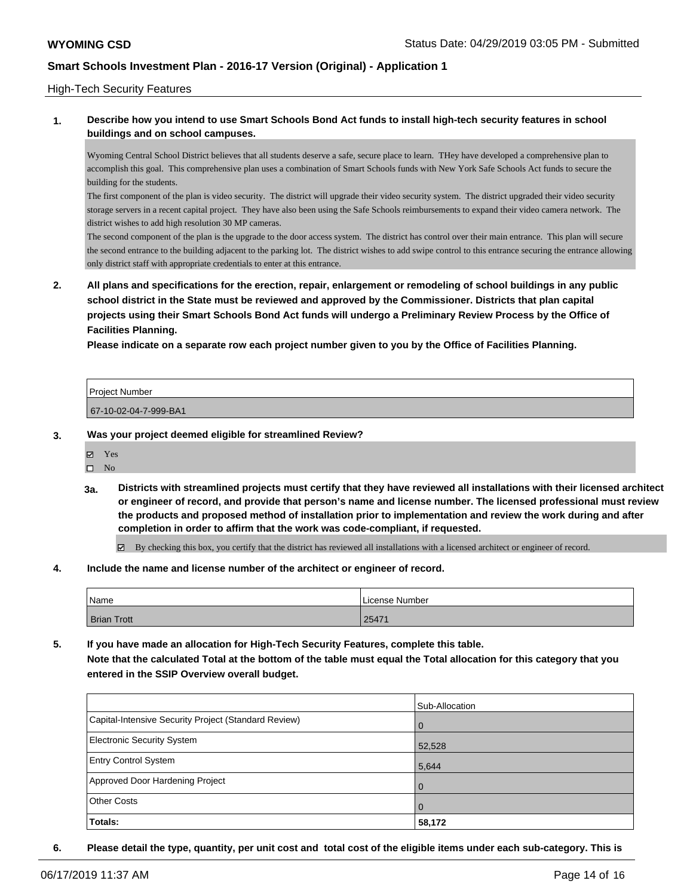High-Tech Security Features

**1. Describe how you intend to use Smart Schools Bond Act funds to install high-tech security features in school buildings and on school campuses.**

Wyoming Central School District believes that all students deserve a safe, secure place to learn. THey have developed a comprehensive plan to accomplish this goal. This comprehensive plan uses a combination of Smart Schools funds with New York Safe Schools Act funds to secure the building for the students.
The first component of the plan is video security. The district will upgrade their video security system. The district upgraded their video security storage servers in a recent capital project. They have also been using the Safe Schools reimbursements to expand their video camera network. The district wishes to add high resolution 30 MP cameras.
The second component of the plan is the upgrade to the door access system. The district has control over their main entrance. This plan will secure the second entrance to the building adjacent to the parking lot. The district wishes to add swipe control to this entrance securing the entrance allowing only district staff with appropriate credentials to enter at this entrance.

**2. All plans and specifications for the erection, repair, enlargement or remodeling of school buildings in any public school district in the State must be reviewed and approved by the Commissioner. Districts that plan capital projects using their Smart Schools Bond Act funds will undergo a Preliminary Review Process by the Office of Facilities Planning.**

**Please indicate on a separate row each project number given to you by the Office of Facilities Planning.**

| Project Number |
|---|
| 67-10-02-04-7-999-BA1 |

**3. Was your project deemed eligible for streamlined Review?**

- ☑ Yes
- ☐ No

**3a. Districts with streamlined projects must certify that they have reviewed all installations with their licensed architect or engineer of record, and provide that person's name and license number. The licensed professional must review the products and proposed method of installation prior to implementation and review the work during and after completion in order to affirm that the work was code-compliant, if requested.**

- ☑ By checking this box, you certify that the district has reviewed all installations with a licensed architect or engineer of record.

**4. Include the name and license number of the architect or engineer of record.**

| Name | License Number |
|---|---|
| Brian Trott | 25471 |

**5. If you have made an allocation for High-Tech Security Features, complete this table.**
**Note that the calculated Total at the bottom of the table must equal the Total allocation for this category that you entered in the SSIP Overview overall budget.**

| | Sub-Allocation |
|---|---|
| Capital-Intensive Security Project (Standard Review) | 0 |
| Electronic Security System | 52,528 |
| Entry Control System | 5,644 |
| Approved Door Hardening Project | 0 |
| Other Costs | 0 |
| **Totals:** | **58,172** |

**6. Please detail the type, quantity, per unit cost and total cost of the eligible items under each sub-category. This is**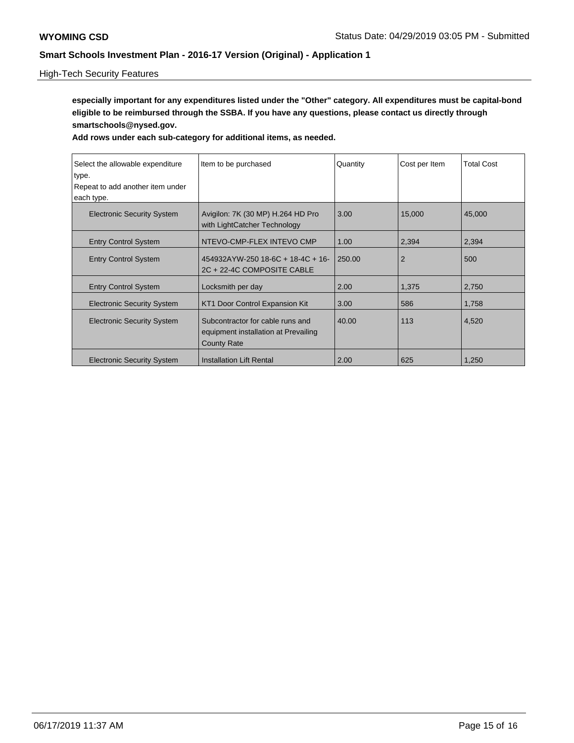High-Tech Security Features

**especially important for any expenditures listed under the "Other" category. All expenditures must be capital-bond eligible to be reimbursed through the SSBA. If you have any questions, please contact us directly through smartschools@nysed.gov.**

**Add rows under each sub-category for additional items, as needed.**

| Select the allowable expenditure type. Repeat to add another item under each type. | Item to be purchased | Quantity | Cost per Item | Total Cost |
|---|---|---|---|---|
| Electronic Security System | Avigilon: 7K (30 MP) H.264 HD Pro with LightCatcher Technology | 3.00 | 15,000 | 45,000 |
| Entry Control System | NTEVO-CMP-FLEX INTEVO CMP | 1.00 | 2,394 | 2,394 |
| Entry Control System | 454932AYW-250 18-6C + 18-4C + 16-2C + 22-4C COMPOSITE CABLE | 250.00 | 2 | 500 |
| Entry Control System | Locksmith per day | 2.00 | 1,375 | 2,750 |
| Electronic Security System | KT1 Door Control Expansion Kit | 3.00 | 586 | 1,758 |
| Electronic Security System | Subcontractor for cable runs and equipment installation at Prevailing County Rate | 40.00 | 113 | 4,520 |
| Electronic Security System | Installation Lift Rental | 2.00 | 625 | 1,250 |